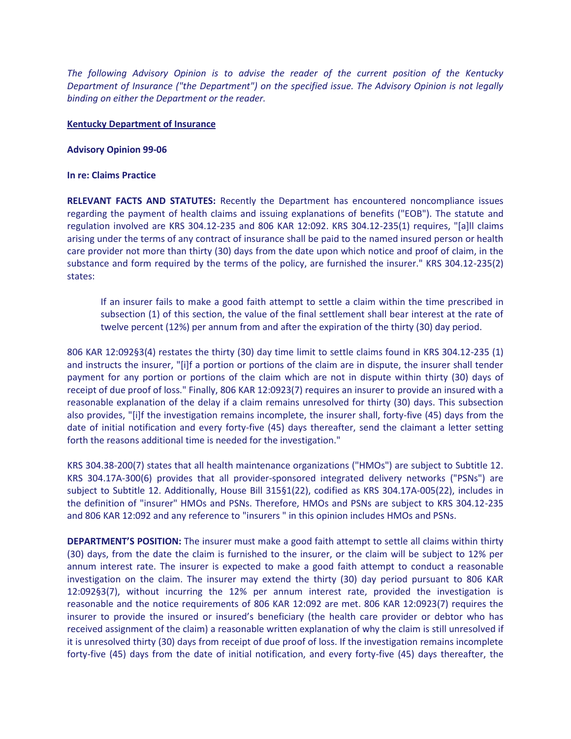*The following Advisory Opinion is to advise the reader of the current position of the Kentucky Department of Insurance ("the Department") on the specified issue. The Advisory Opinion is not legally binding on either the Department or the reader.*

**Kentucky Department of Insurance**

**Advisory Opinion 99-06**

**In re: Claims Practice**

**RELEVANT FACTS AND STATUTES:** Recently the Department has encountered noncompliance issues regarding the payment of health claims and issuing explanations of benefits ("EOB"). The statute and regulation involved are KRS 304.12-235 and 806 KAR 12:092. KRS 304.12-235(1) requires, "[a]ll claims arising under the terms of any contract of insurance shall be paid to the named insured person or health care provider not more than thirty (30) days from the date upon which notice and proof of claim, in the substance and form required by the terms of the policy, are furnished the insurer." KRS 304.12-235(2) states:

> If an insurer fails to make a good faith attempt to settle a claim within the time prescribed in subsection (1) of this section, the value of the final settlement shall bear interest at the rate of twelve percent (12%) per annum from and after the expiration of the thirty (30) day period.

806 KAR 12:092§3(4) restates the thirty (30) day time limit to settle claims found in KRS 304.12-235 (1) and instructs the insurer, "[i]f a portion or portions of the claim are in dispute, the insurer shall tender payment for any portion or portions of the claim which are not in dispute within thirty (30) days of receipt of due proof of loss." Finally, 806 KAR 12:0923(7) requires an insurer to provide an insured with a reasonable explanation of the delay if a claim remains unresolved for thirty (30) days. This subsection also provides, "[i]f the investigation remains incomplete, the insurer shall, forty-five (45) days from the date of initial notification and every forty-five (45) days thereafter, send the claimant a letter setting forth the reasons additional time is needed for the investigation."

KRS 304.38-200(7) states that all health maintenance organizations ("HMOs") are subject to Subtitle 12. KRS 304.17A-300(6) provides that all provider-sponsored integrated delivery networks ("PSNs") are subject to Subtitle 12. Additionally, House Bill 315§1(22), codified as KRS 304.17A-005(22), includes in the definition of "insurer" HMOs and PSNs. Therefore, HMOs and PSNs are subject to KRS 304.12-235 and 806 KAR 12:092 and any reference to "insurers " in this opinion includes HMOs and PSNs.

**DEPARTMENT'S POSITION:** The insurer must make a good faith attempt to settle all claims within thirty (30) days, from the date the claim is furnished to the insurer, or the claim will be subject to 12% per annum interest rate. The insurer is expected to make a good faith attempt to conduct a reasonable investigation on the claim. The insurer may extend the thirty (30) day period pursuant to 806 KAR 12:092§3(7), without incurring the 12% per annum interest rate, provided the investigation is reasonable and the notice requirements of 806 KAR 12:092 are met. 806 KAR 12:0923(7) requires the insurer to provide the insured or insured's beneficiary (the health care provider or debtor who has received assignment of the claim) a reasonable written explanation of why the claim is still unresolved if it is unresolved thirty (30) days from receipt of due proof of loss. If the investigation remains incomplete forty-five (45) days from the date of initial notification, and every forty-five (45) days thereafter, the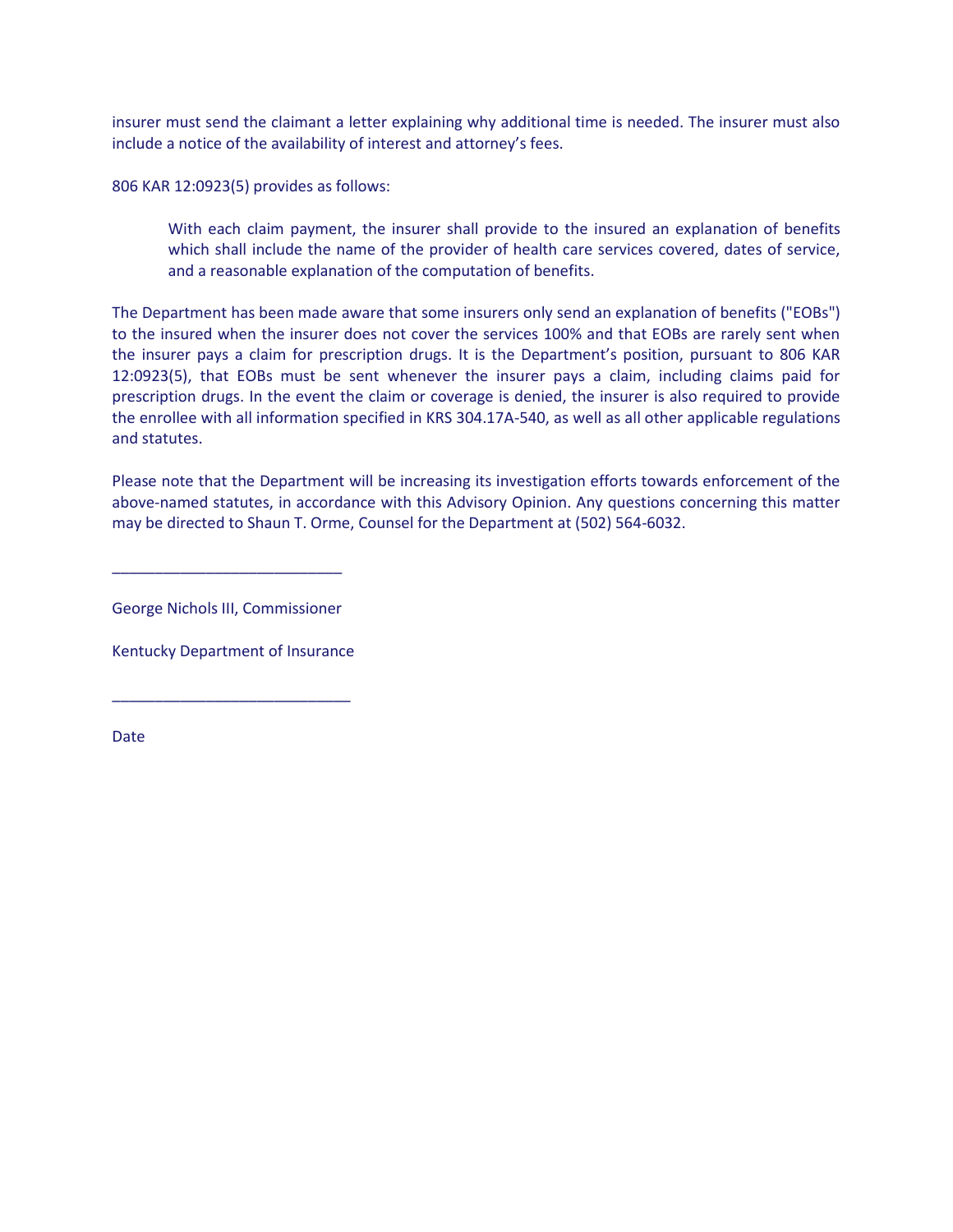insurer must send the claimant a letter explaining why additional time is needed. The insurer must also include a notice of the availability of interest and attorney's fees.

806 KAR 12:0923(5) provides as follows:

> With each claim payment, the insurer shall provide to the insured an explanation of benefits which shall include the name of the provider of health care services covered, dates of service, and a reasonable explanation of the computation of benefits.

The Department has been made aware that some insurers only send an explanation of benefits ("EOBs") to the insured when the insurer does not cover the services 100% and that EOBs are rarely sent when the insurer pays a claim for prescription drugs. It is the Department's position, pursuant to 806 KAR 12:0923(5), that EOBs must be sent whenever the insurer pays a claim, including claims paid for prescription drugs. In the event the claim or coverage is denied, the insurer is also required to provide the enrollee with all information specified in KRS 304.17A-540, as well as all other applicable regulations and statutes.

Please note that the Department will be increasing its investigation efforts towards enforcement of the above-named statutes, in accordance with this Advisory Opinion. Any questions concerning this matter may be directed to Shaun T. Orme, Counsel for the Department at (502) 564-6032.

___________________________

George Nichols III, Commissioner

Kentucky Department of Insurance

____________________________

Date